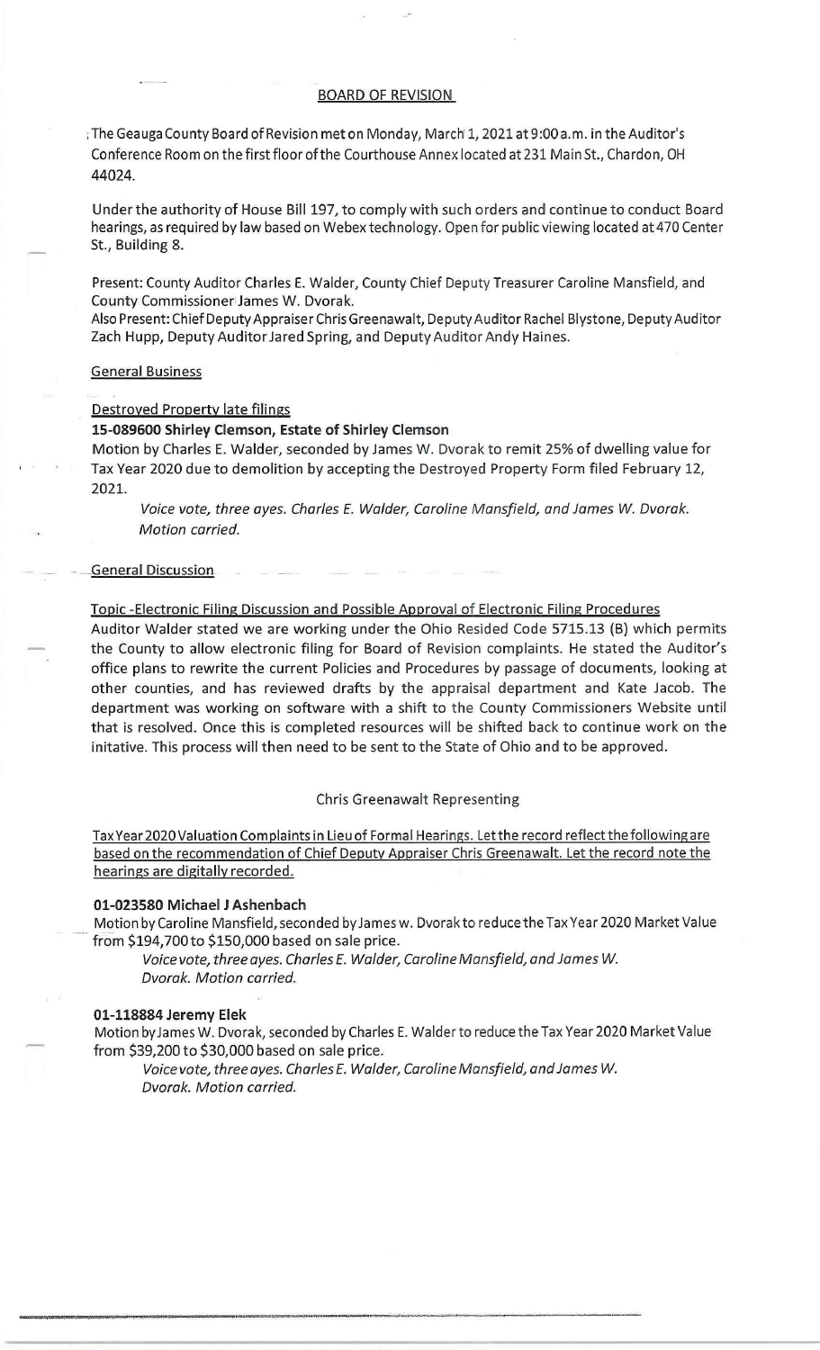## BOARD OF REVISION

The Geauga County Board of Revision met on Monday, March 1, 2021 at 9:00 a.m. in the Auditor's Conference Room on the first floor of the Courthouse Annex located at 231 Main St., Chardon, OH 44024.

Under the authority of House Bill 197, to comply with such orders and continue to conduct Board hearings, as required by law based on Webex technology. Open for public viewing located at 470 Center St., Building 8.

Present: County Auditor Charles E. Walder, County Chief Deputy Treasurer Caroline Mansfield, and County Commissioner James W. Dvorak.
Also Present: Chief Deputy Appraiser Chris Greenawalt, Deputy Auditor Rachel Blystone, Deputy Auditor Zach Hupp, Deputy Auditor Jared Spring, and Deputy Auditor Andy Haines.

General Business

Destroyed Property late filings

**15-089600 Shirley Clemson, Estate of Shirley Clemson**

Motion by Charles E. Walder, seconded by James W. Dvorak to remit 25% of dwelling value for Tax Year 2020 due to demolition by accepting the Destroyed Property Form filed February 12, 2021.

*Voice vote, three ayes. Charles E. Walder, Caroline Mansfield, and James W. Dvorak. Motion carried.*

General Discussion

Topic -Electronic Filing Discussion and Possible Approval of Electronic Filing Procedures

Auditor Walder stated we are working under the Ohio Resided Code 5715.13 (B) which permits the County to allow electronic filing for Board of Revision complaints. He stated the Auditor's office plans to rewrite the current Policies and Procedures by passage of documents, looking at other counties, and has reviewed drafts by the appraisal department and Kate Jacob. The department was working on software with a shift to the County Commissioners Website until that is resolved. Once this is completed resources will be shifted back to continue work on the initative. This process will then need to be sent to the State of Ohio and to be approved.

Chris Greenawalt Representing

Tax Year 2020 Valuation Complaints in Lieu of Formal Hearings. Let the record reflect the following are based on the recommendation of Chief Deputy Appraiser Chris Greenawalt. Let the record note the hearings are digitally recorded.

**01-023580 Michael J Ashenbach**

Motion by Caroline Mansfield, seconded by James w. Dvorak to reduce the Tax Year 2020 Market Value from $194,700 to $150,000 based on sale price.

*Voice vote, three ayes. Charles E. Walder, Caroline Mansfield, and James W. Dvorak. Motion carried.*

**01-118884 Jeremy Elek**

Motion by James W. Dvorak, seconded by Charles E. Walder to reduce the Tax Year 2020 Market Value from $39,200 to $30,000 based on sale price.

*Voice vote, three ayes. Charles E. Walder, Caroline Mansfield, and James W. Dvorak. Motion carried.*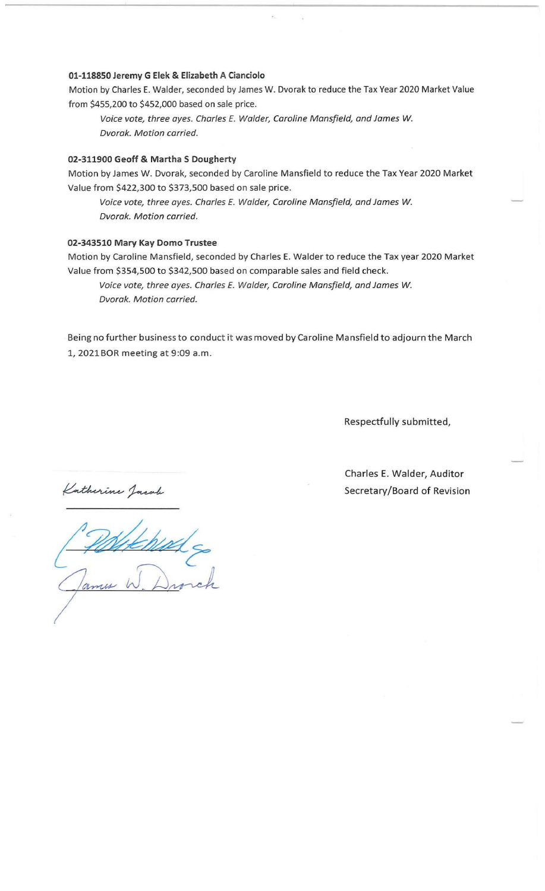**01-118850 Jeremy G Elek & Elizabeth A Cianciolo**

Motion by Charles E. Walder, seconded by James W. Dvorak to reduce the Tax Year 2020 Market Value from $455,200 to $452,000 based on sale price.

> *Voice vote, three ayes. Charles E. Walder, Caroline Mansfield, and James W. Dvorak. Motion carried.*

**02-311900 Geoff & Martha S Dougherty**

Motion by James W. Dvorak, seconded by Caroline Mansfield to reduce the Tax Year 2020 Market Value from $422,300 to $373,500 based on sale price.

> *Voice vote, three ayes. Charles E. Walder, Caroline Mansfield, and James W. Dvorak. Motion carried.*

**02-343510 Mary Kay Domo Trustee**

Motion by Caroline Mansfield, seconded by Charles E. Walder to reduce the Tax year 2020 Market Value from $354,500 to $342,500 based on comparable sales and field check.

> *Voice vote, three ayes. Charles E. Walder, Caroline Mansfield, and James W. Dvorak. Motion carried.*

Being no further business to conduct it was moved by Caroline Mansfield to adjourn the March 1, 2021 BOR meeting at 9:09 a.m.

Respectfully submitted,

Charles E. Walder, Auditor
Secretary/Board of Revision

Katherine Jacob

James W. Dvorak